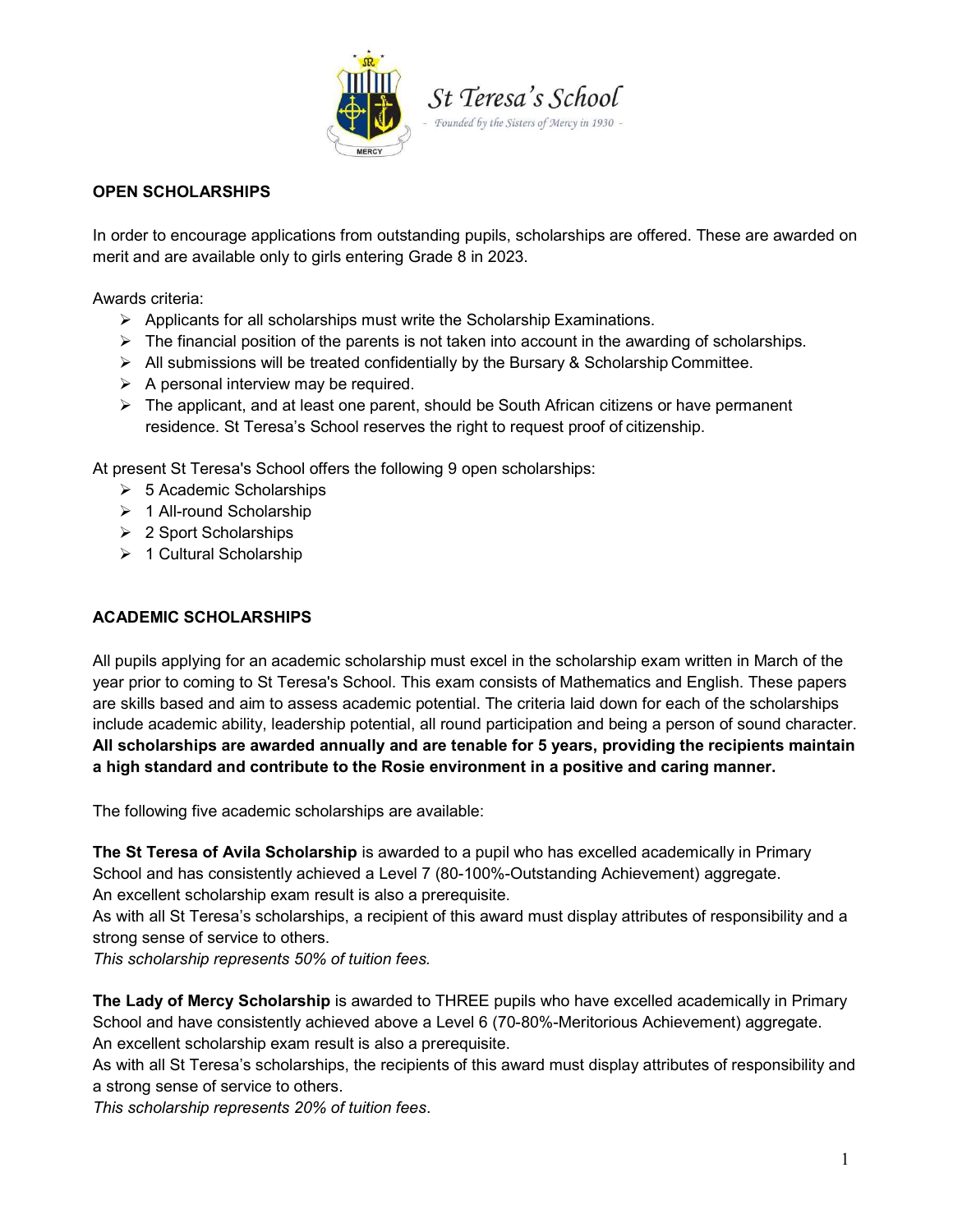St Teresa's School

Founded by the Sisters of Mercy in 1930

## OPEN SCHOLARSHIPS

In order to encourage applications from outstanding pupils, scholarships are offered. These are awarded on merit and are available only to girls entering Grade 8 in 2023.

Awards criteria:

- Applicants for all scholarships must write the Scholarship Examinations.
- The financial position of the parents is not taken into account in the awarding of scholarships.
- All submissions will be treated confidentially by the Bursary & Scholarship Committee.
- A personal interview may be required.
- The applicant, and at least one parent, should be South African citizens or have permanent residence. St Teresa's School reserves the right to request proof of citizenship.

At present St Teresa's School offers the following 9 open scholarships:

- 5 Academic Scholarships
- 1 All-round Scholarship
- 2 Sport Scholarships
- 1 Cultural Scholarship

## ACADEMIC SCHOLARSHIPS

All pupils applying for an academic scholarship must excel in the scholarship exam written in March of the year prior to coming to St Teresa's School. This exam consists of Mathematics and English. These papers are skills based and aim to assess academic potential. The criteria laid down for each of the scholarships include academic ability, leadership potential, all round participation and being a person of sound character. **All scholarships are awarded annually and are tenable for 5 years, providing the recipients maintain a high standard and contribute to the Rosie environment in a positive and caring manner.**

The following five academic scholarships are available:

**The St Teresa of Avila Scholarship** is awarded to a pupil who has excelled academically in Primary School and has consistently achieved a Level 7 (80-100%-Outstanding Achievement) aggregate.
An excellent scholarship exam result is also a prerequisite.
As with all St Teresa's scholarships, a recipient of this award must display attributes of responsibility and a strong sense of service to others.
*This scholarship represents 50% of tuition fees.*

**The Lady of Mercy Scholarship** is awarded to THREE pupils who have excelled academically in Primary School and have consistently achieved above a Level 6 (70-80%-Meritorious Achievement) aggregate.
An excellent scholarship exam result is also a prerequisite.
As with all St Teresa's scholarships, the recipients of this award must display attributes of responsibility and a strong sense of service to others.
*This scholarship represents 20% of tuition fees*.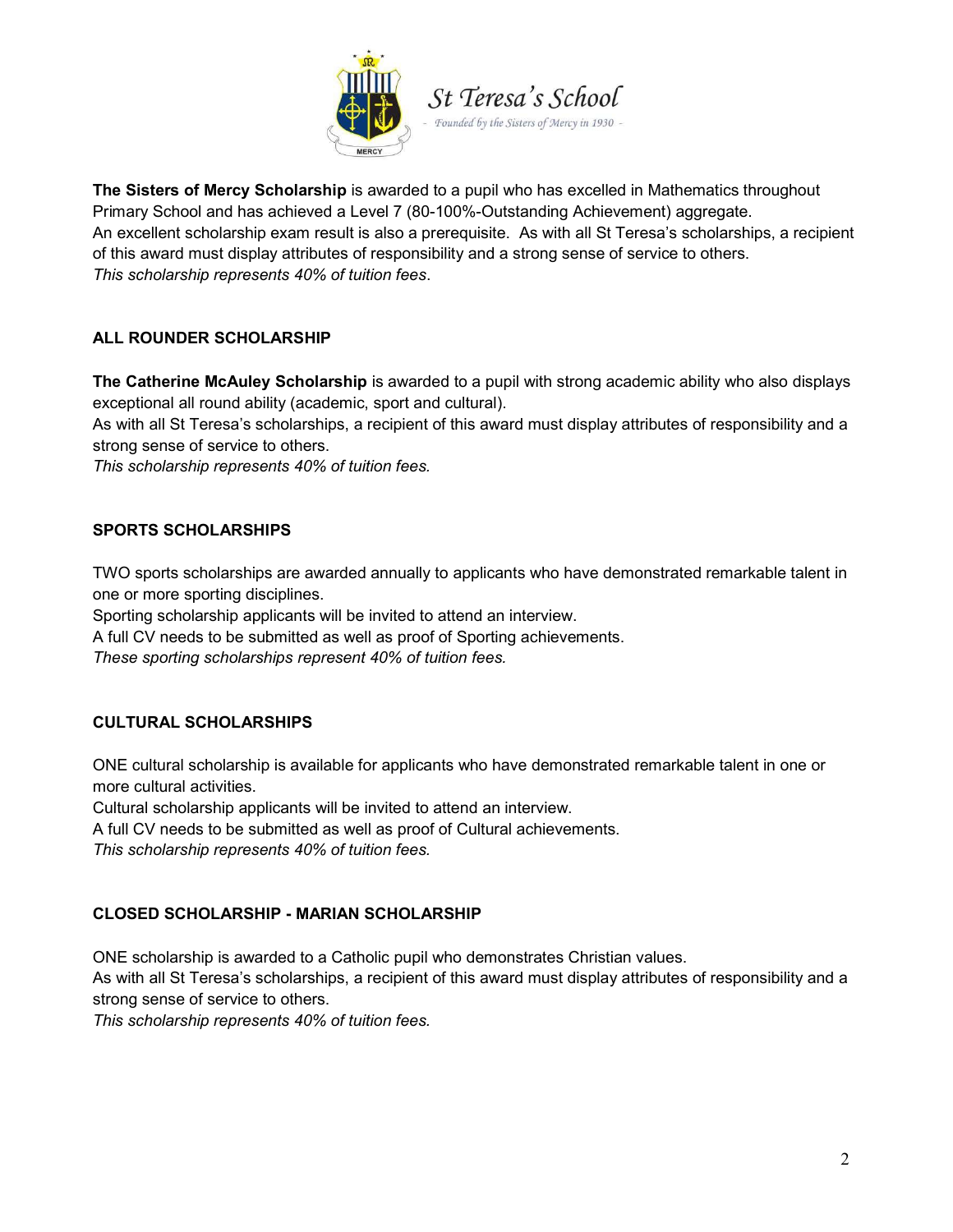St Teresa's School
- Founded by the Sisters of Mercy in 1930 -

**The Sisters of Mercy Scholarship** is awarded to a pupil who has excelled in Mathematics throughout Primary School and has achieved a Level 7 (80-100%-Outstanding Achievement) aggregate.
An excellent scholarship exam result is also a prerequisite. As with all St Teresa's scholarships, a recipient of this award must display attributes of responsibility and a strong sense of service to others.
*This scholarship represents 40% of tuition fees*.

## ALL ROUNDER SCHOLARSHIP

**The Catherine McAuley Scholarship** is awarded to a pupil with strong academic ability who also displays exceptional all round ability (academic, sport and cultural).
As with all St Teresa's scholarships, a recipient of this award must display attributes of responsibility and a strong sense of service to others.
*This scholarship represents 40% of tuition fees.*

## SPORTS SCHOLARSHIPS

TWO sports scholarships are awarded annually to applicants who have demonstrated remarkable talent in one or more sporting disciplines.
Sporting scholarship applicants will be invited to attend an interview.
A full CV needs to be submitted as well as proof of Sporting achievements.
*These sporting scholarships represent 40% of tuition fees.*

## CULTURAL SCHOLARSHIPS

ONE cultural scholarship is available for applicants who have demonstrated remarkable talent in one or more cultural activities.
Cultural scholarship applicants will be invited to attend an interview.
A full CV needs to be submitted as well as proof of Cultural achievements.
*This scholarship represents 40% of tuition fees.*

## CLOSED SCHOLARSHIP - MARIAN SCHOLARSHIP

ONE scholarship is awarded to a Catholic pupil who demonstrates Christian values.
As with all St Teresa's scholarships, a recipient of this award must display attributes of responsibility and a strong sense of service to others.
*This scholarship represents 40% of tuition fees.*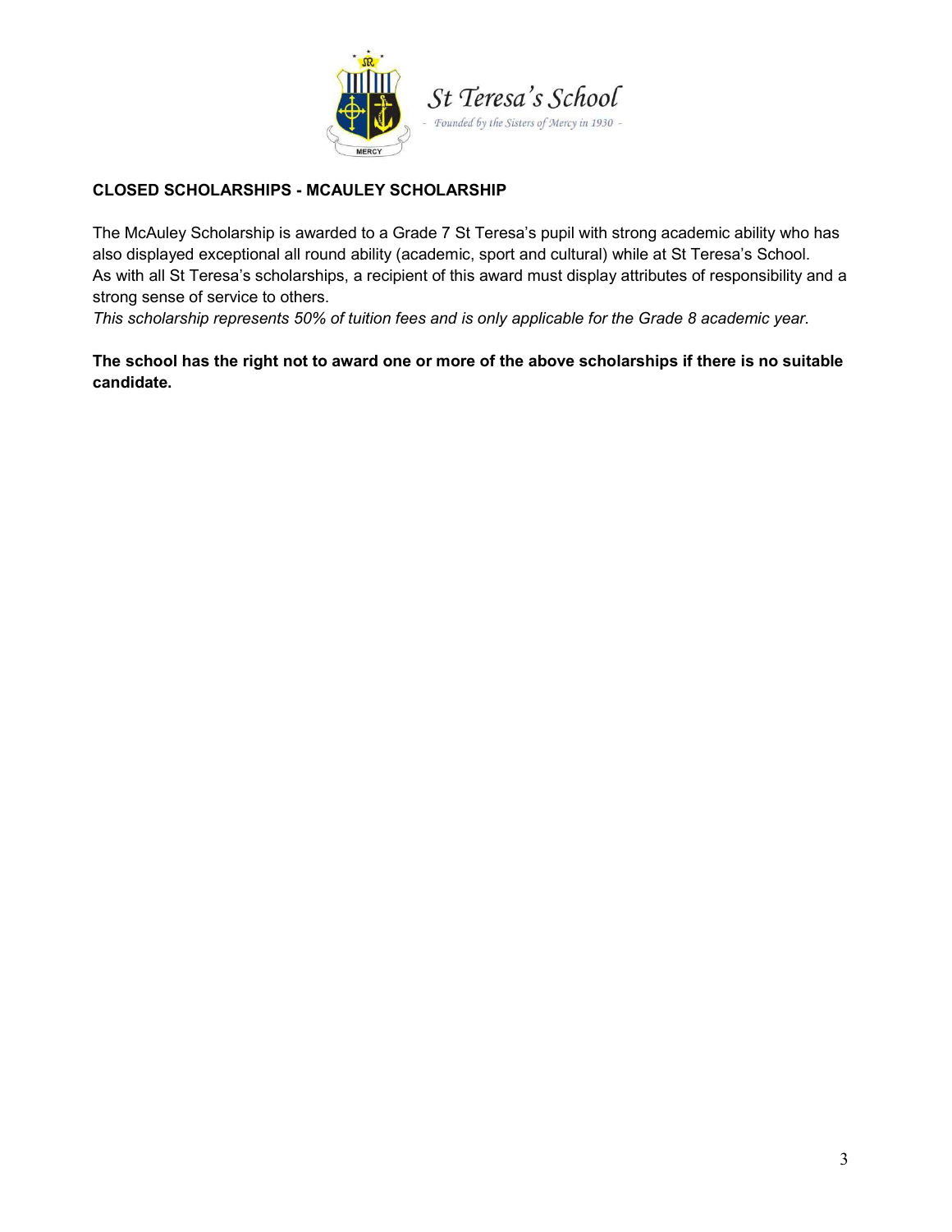St Teresa's School

- Founded by the Sisters of Mercy in 1930 -

**CLOSED SCHOLARSHIPS - MCAULEY SCHOLARSHIP**

The McAuley Scholarship is awarded to a Grade 7 St Teresa's pupil with strong academic ability who has also displayed exceptional all round ability (academic, sport and cultural) while at St Teresa's School. As with all St Teresa's scholarships, a recipient of this award must display attributes of responsibility and a strong sense of service to others.

*This scholarship represents 50% of tuition fees and is only applicable for the Grade 8 academic year.*

**The school has the right not to award one or more of the above scholarships if there is no suitable candidate.**